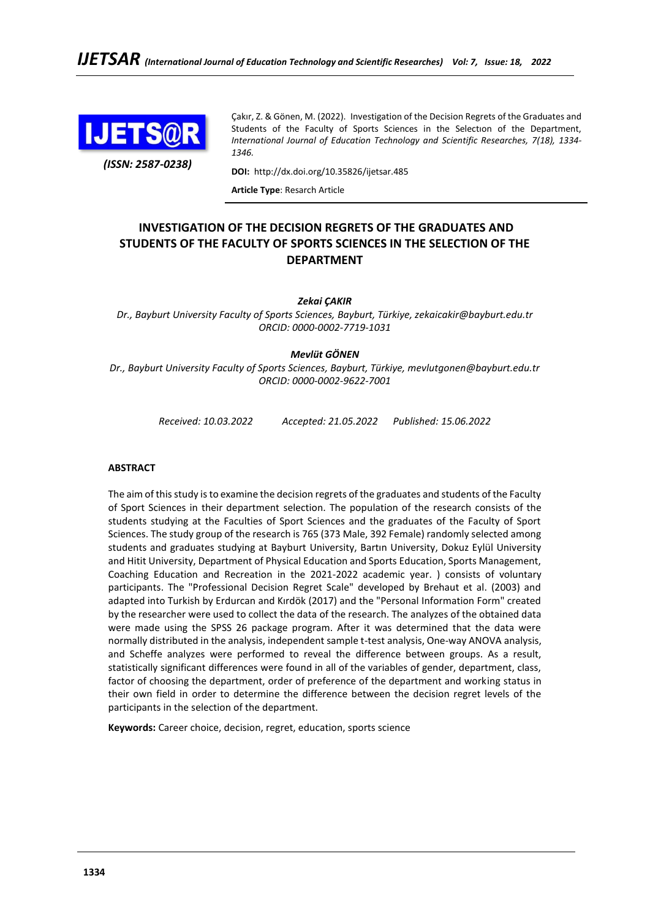(ISSN: 2587-0238)

Çakır, Z. & Gönen, M. (2022). Investigation of the Decision Regrets of the Graduates and Students of the Faculty of Sports Sciences in the Selectıon of the Department, *International Journal of Education Technology and Scientific Researches, 7(18), 1334-1346.*

**DOI:** http://dx.doi.org/10.35826/ijetsar.485

**Article Type**: Resarch Article

# INVESTIGATION OF THE DECISION REGRETS OF THE GRADUATES AND STUDENTS OF THE FACULTY OF SPORTS SCIENCES IN THE SELECTION OF THE DEPARTMENT

***Zekai ÇAKIR***

*Dr., Bayburt University Faculty of Sports Sciences, Bayburt, Türkiye, zekaicakir@bayburt.edu.tr*
*ORCID: 0000-0002-7719-1031*

***Mevlüt GÖNEN***

*Dr., Bayburt University Faculty of Sports Sciences, Bayburt, Türkiye, mevlutgonen@bayburt.edu.tr*
*ORCID: 0000-0002-9622-7001*

*Received: 10.03.2022 Accepted: 21.05.2022 Published: 15.06.2022*

## ABSTRACT

The aim of this study is to examine the decision regrets of the graduates and students of the Faculty of Sport Sciences in their department selection. The population of the research consists of the students studying at the Faculties of Sport Sciences and the graduates of the Faculty of Sport Sciences. The study group of the research is 765 (373 Male, 392 Female) randomly selected among students and graduates studying at Bayburt University, Bartın University, Dokuz Eylül University and Hitit University, Department of Physical Education and Sports Education, Sports Management, Coaching Education and Recreation in the 2021-2022 academic year. ) consists of voluntary participants. The "Professional Decision Regret Scale" developed by Brehaut et al. (2003) and adapted into Turkish by Erdurcan and Kırdök (2017) and the "Personal Information Form" created by the researcher were used to collect the data of the research. The analyzes of the obtained data were made using the SPSS 26 package program. After it was determined that the data were normally distributed in the analysis, independent sample t-test analysis, One-way ANOVA analysis, and Scheffe analyzes were performed to reveal the difference between groups. As a result, statistically significant differences were found in all of the variables of gender, department, class, factor of choosing the department, order of preference of the department and working status in their own field in order to determine the difference between the decision regret levels of the participants in the selection of the department.

**Keywords:** Career choice, decision, regret, education, sports science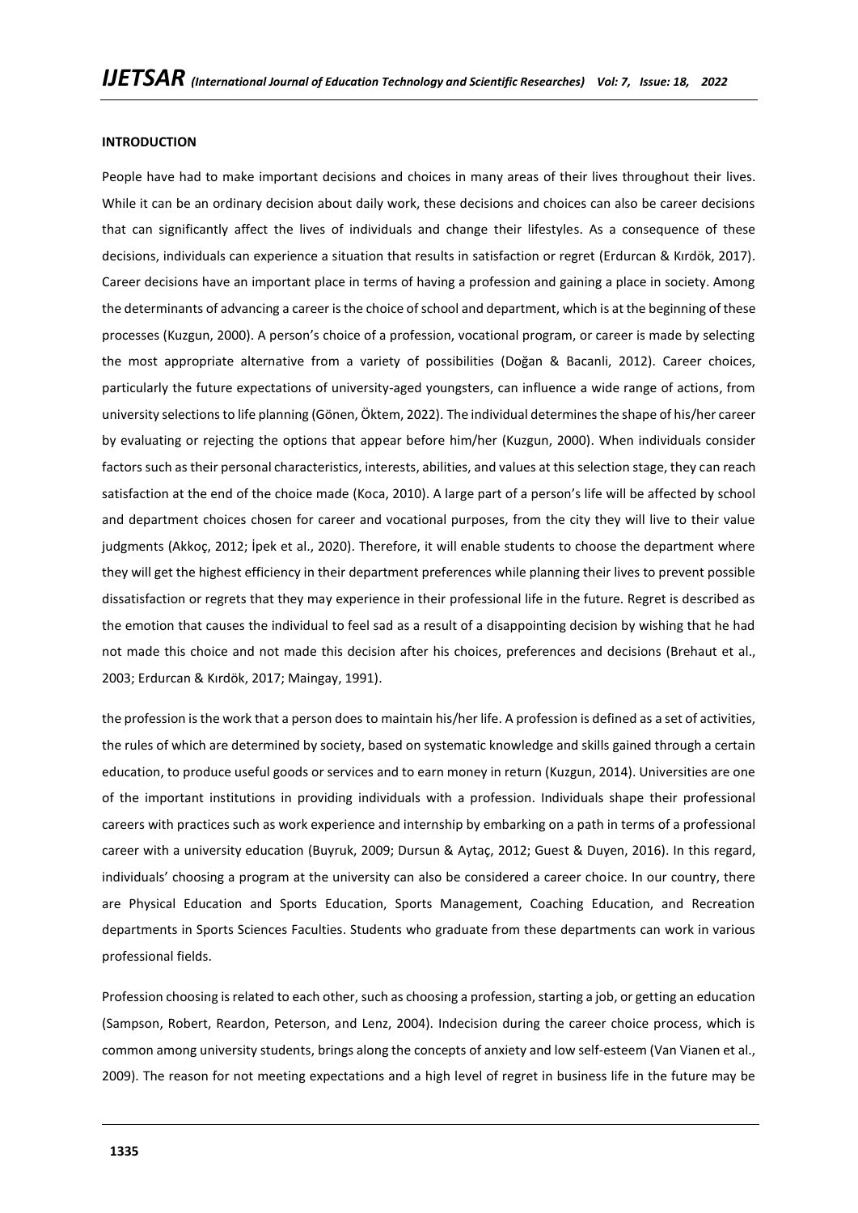**INTRODUCTION**

People have had to make important decisions and choices in many areas of their lives throughout their lives. While it can be an ordinary decision about daily work, these decisions and choices can also be career decisions that can significantly affect the lives of individuals and change their lifestyles. As a consequence of these decisions, individuals can experience a situation that results in satisfaction or regret (Erdurcan & Kırdök, 2017). Career decisions have an important place in terms of having a profession and gaining a place in society. Among the determinants of advancing a career is the choice of school and department, which is at the beginning of these processes (Kuzgun, 2000). A person's choice of a profession, vocational program, or career is made by selecting the most appropriate alternative from a variety of possibilities (Doğan & Bacanli, 2012). Career choices, particularly the future expectations of university-aged youngsters, can influence a wide range of actions, from university selections to life planning (Gönen, Öktem, 2022). The individual determines the shape of his/her career by evaluating or rejecting the options that appear before him/her (Kuzgun, 2000). When individuals consider factors such as their personal characteristics, interests, abilities, and values at this selection stage, they can reach satisfaction at the end of the choice made (Koca, 2010). A large part of a person's life will be affected by school and department choices chosen for career and vocational purposes, from the city they will live to their value judgments (Akkoç, 2012; İpek et al., 2020). Therefore, it will enable students to choose the department where they will get the highest efficiency in their department preferences while planning their lives to prevent possible dissatisfaction or regrets that they may experience in their professional life in the future. Regret is described as the emotion that causes the individual to feel sad as a result of a disappointing decision by wishing that he had not made this choice and not made this decision after his choices, preferences and decisions (Brehaut et al., 2003; Erdurcan & Kırdök, 2017; Maingay, 1991).

the profession is the work that a person does to maintain his/her life. A profession is defined as a set of activities, the rules of which are determined by society, based on systematic knowledge and skills gained through a certain education, to produce useful goods or services and to earn money in return (Kuzgun, 2014). Universities are one of the important institutions in providing individuals with a profession. Individuals shape their professional careers with practices such as work experience and internship by embarking on a path in terms of a professional career with a university education (Buyruk, 2009; Dursun & Aytaç, 2012; Guest & Duyen, 2016). In this regard, individuals' choosing a program at the university can also be considered a career choice. In our country, there are Physical Education and Sports Education, Sports Management, Coaching Education, and Recreation departments in Sports Sciences Faculties. Students who graduate from these departments can work in various professional fields.

Profession choosing is related to each other, such as choosing a profession, starting a job, or getting an education (Sampson, Robert, Reardon, Peterson, and Lenz, 2004). Indecision during the career choice process, which is common among university students, brings along the concepts of anxiety and low self-esteem (Van Vianen et al., 2009). The reason for not meeting expectations and a high level of regret in business life in the future may be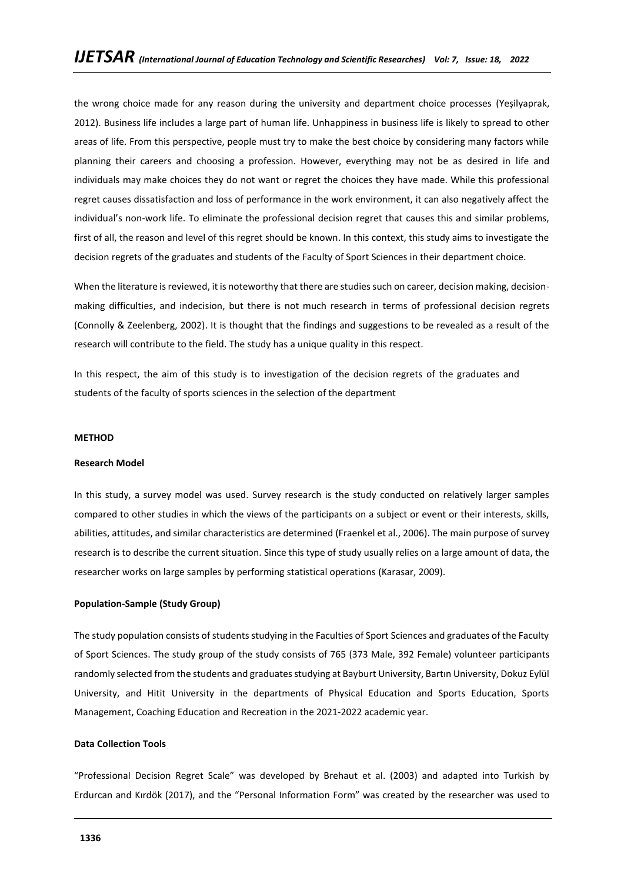the wrong choice made for any reason during the university and department choice processes (Yeşilyaprak, 2012). Business life includes a large part of human life. Unhappiness in business life is likely to spread to other areas of life. From this perspective, people must try to make the best choice by considering many factors while planning their careers and choosing a profession. However, everything may not be as desired in life and individuals may make choices they do not want or regret the choices they have made. While this professional regret causes dissatisfaction and loss of performance in the work environment, it can also negatively affect the individual's non-work life. To eliminate the professional decision regret that causes this and similar problems, first of all, the reason and level of this regret should be known. In this context, this study aims to investigate the decision regrets of the graduates and students of the Faculty of Sport Sciences in their department choice.

When the literature is reviewed, it is noteworthy that there are studies such on career, decision making, decision-making difficulties, and indecision, but there is not much research in terms of professional decision regrets (Connolly & Zeelenberg, 2002). It is thought that the findings and suggestions to be revealed as a result of the research will contribute to the field. The study has a unique quality in this respect.

In this respect, the aim of this study is to investigation of the decision regrets of the graduates and students of the faculty of sports sciences in the selection of the department

## METHOD

### Research Model

In this study, a survey model was used. Survey research is the study conducted on relatively larger samples compared to other studies in which the views of the participants on a subject or event or their interests, skills, abilities, attitudes, and similar characteristics are determined (Fraenkel et al., 2006). The main purpose of survey research is to describe the current situation. Since this type of study usually relies on a large amount of data, the researcher works on large samples by performing statistical operations (Karasar, 2009).

### Population-Sample (Study Group)

The study population consists of students studying in the Faculties of Sport Sciences and graduates of the Faculty of Sport Sciences. The study group of the study consists of 765 (373 Male, 392 Female) volunteer participants randomly selected from the students and graduates studying at Bayburt University, Bartın University, Dokuz Eylül University, and Hitit University in the departments of Physical Education and Sports Education, Sports Management, Coaching Education and Recreation in the 2021-2022 academic year.

### Data Collection Tools

"Professional Decision Regret Scale" was developed by Brehaut et al. (2003) and adapted into Turkish by Erdurcan and Kırdök (2017), and the "Personal Information Form" was created by the researcher was used to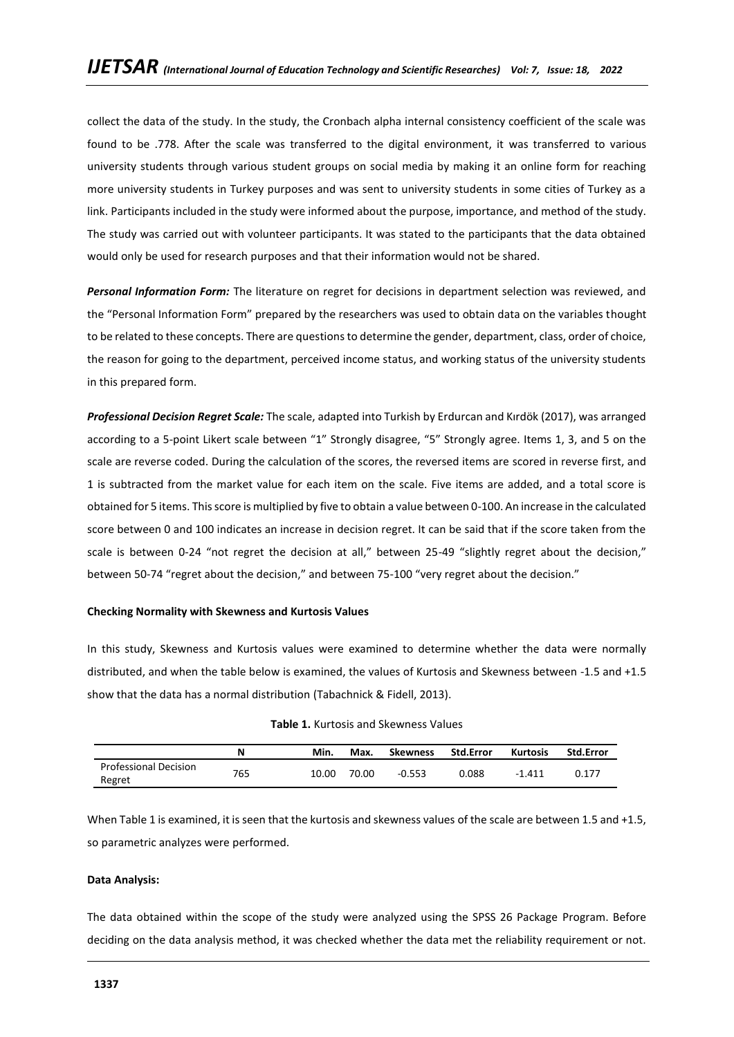collect the data of the study. In the study, the Cronbach alpha internal consistency coefficient of the scale was found to be .778. After the scale was transferred to the digital environment, it was transferred to various university students through various student groups on social media by making it an online form for reaching more university students in Turkey purposes and was sent to university students in some cities of Turkey as a link. Participants included in the study were informed about the purpose, importance, and method of the study. The study was carried out with volunteer participants. It was stated to the participants that the data obtained would only be used for research purposes and that their information would not be shared.

***Personal Information Form:*** The literature on regret for decisions in department selection was reviewed, and the "Personal Information Form" prepared by the researchers was used to obtain data on the variables thought to be related to these concepts. There are questions to determine the gender, department, class, order of choice, the reason for going to the department, perceived income status, and working status of the university students in this prepared form.

***Professional Decision Regret Scale:*** The scale, adapted into Turkish by Erdurcan and Kırdök (2017), was arranged according to a 5-point Likert scale between "1" Strongly disagree, "5" Strongly agree. Items 1, 3, and 5 on the scale are reverse coded. During the calculation of the scores, the reversed items are scored in reverse first, and 1 is subtracted from the market value for each item on the scale. Five items are added, and a total score is obtained for 5 items. This score is multiplied by five to obtain a value between 0-100. An increase in the calculated score between 0 and 100 indicates an increase in decision regret. It can be said that if the score taken from the scale is between 0-24 "not regret the decision at all," between 25-49 "slightly regret about the decision," between 50-74 "regret about the decision," and between 75-100 "very regret about the decision."

**Checking Normality with Skewness and Kurtosis Values**

In this study, Skewness and Kurtosis values were examined to determine whether the data were normally distributed, and when the table below is examined, the values of Kurtosis and Skewness between -1.5 and +1.5 show that the data has a normal distribution (Tabachnick & Fidell, 2013).

**Table 1.** Kurtosis and Skewness Values

| | N | Min. | Max. | Skewness | Std.Error | Kurtosis | Std.Error |
|---|---|---|---|---|---|---|---|
| Professional Decision Regret | 765 | 10.00 | 70.00 | -0.553 | 0.088 | -1.411 | 0.177 |

When Table 1 is examined, it is seen that the kurtosis and skewness values of the scale are between 1.5 and +1.5, so parametric analyzes were performed.

**Data Analysis:**

The data obtained within the scope of the study were analyzed using the SPSS 26 Package Program. Before deciding on the data analysis method, it was checked whether the data met the reliability requirement or not.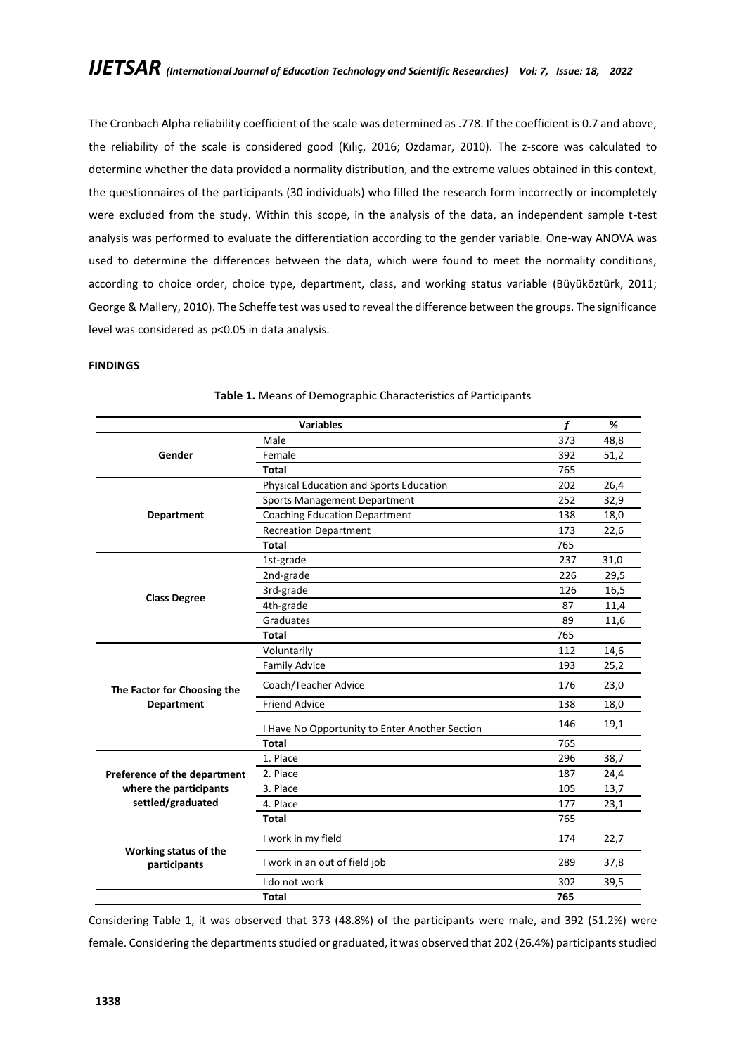The Cronbach Alpha reliability coefficient of the scale was determined as .778. If the coefficient is 0.7 and above, the reliability of the scale is considered good (Kılıç, 2016; Ozdamar, 2010). The z-score was calculated to determine whether the data provided a normality distribution, and the extreme values obtained in this context, the questionnaires of the participants (30 individuals) who filled the research form incorrectly or incompletely were excluded from the study. Within this scope, in the analysis of the data, an independent sample t-test analysis was performed to evaluate the differentiation according to the gender variable. One-way ANOVA was used to determine the differences between the data, which were found to meet the normality conditions, according to choice order, choice type, department, class, and working status variable (Büyüköztürk, 2011; George & Mallery, 2010). The Scheffe test was used to reveal the difference between the groups. The significance level was considered as p<0.05 in data analysis.

## FINDINGS

**Table 1.** Means of Demographic Characteristics of Participants

| Variables | | *f* | % |
|---|---|---|---|
| **Gender** | Male | 373 | 48,8 |
| | Female | 392 | 51,2 |
| | **Total** | 765 | |
| **Department** | Physical Education and Sports Education | 202 | 26,4 |
| | Sports Management Department | 252 | 32,9 |
| | Coaching Education Department | 138 | 18,0 |
| | Recreation Department | 173 | 22,6 |
| | **Total** | 765 | |
| **Class Degree** | 1st-grade | 237 | 31,0 |
| | 2nd-grade | 226 | 29,5 |
| | 3rd-grade | 126 | 16,5 |
| | 4th-grade | 87 | 11,4 |
| | Graduates | 89 | 11,6 |
| | **Total** | 765 | |
| **The Factor for Choosing the Department** | Voluntarily | 112 | 14,6 |
| | Family Advice | 193 | 25,2 |
| | Coach/Teacher Advice | 176 | 23,0 |
| | Friend Advice | 138 | 18,0 |
| | I Have No Opportunity to Enter Another Section | 146 | 19,1 |
| | **Total** | 765 | |
| **Preference of the department where the participants settled/graduated** | 1. Place | 296 | 38,7 |
| | 2. Place | 187 | 24,4 |
| | 3. Place | 105 | 13,7 |
| | 4. Place | 177 | 23,1 |
| | **Total** | 765 | |
| **Working status of the participants** | I work in my field | 174 | 22,7 |
| | I work in an out of field job | 289 | 37,8 |
| | I do not work | 302 | 39,5 |
| | **Total** | **765** | |

Considering Table 1, it was observed that 373 (48.8%) of the participants were male, and 392 (51.2%) were female. Considering the departments studied or graduated, it was observed that 202 (26.4%) participants studied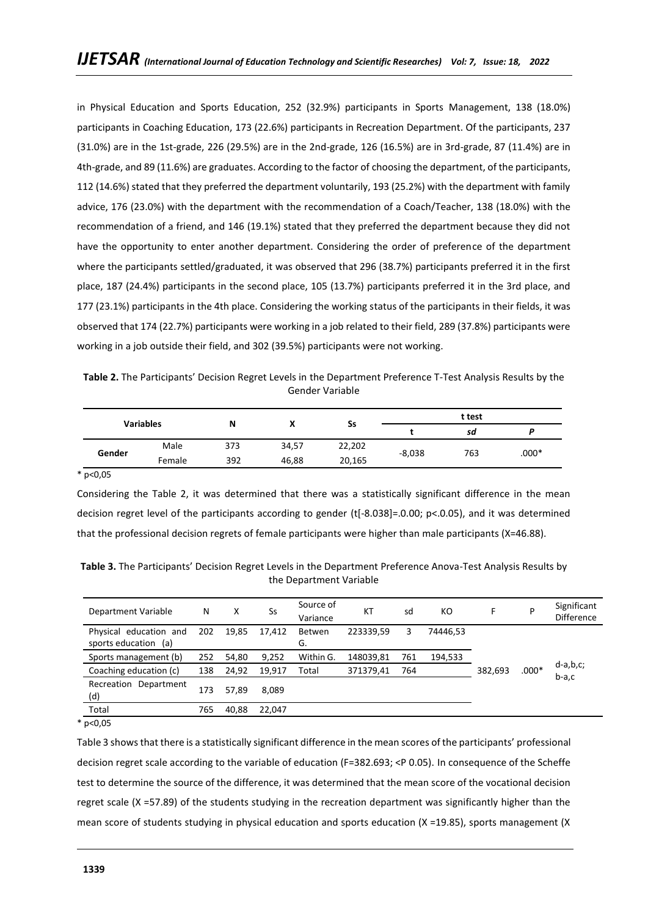in Physical Education and Sports Education, 252 (32.9%) participants in Sports Management, 138 (18.0%) participants in Coaching Education, 173 (22.6%) participants in Recreation Department. Of the participants, 237 (31.0%) are in the 1st-grade, 226 (29.5%) are in the 2nd-grade, 126 (16.5%) are in 3rd-grade, 87 (11.4%) are in 4th-grade, and 89 (11.6%) are graduates. According to the factor of choosing the department, of the participants, 112 (14.6%) stated that they preferred the department voluntarily, 193 (25.2%) with the department with family advice, 176 (23.0%) with the department with the recommendation of a Coach/Teacher, 138 (18.0%) with the recommendation of a friend, and 146 (19.1%) stated that they preferred the department because they did not have the opportunity to enter another department. Considering the order of preference of the department where the participants settled/graduated, it was observed that 296 (38.7%) participants preferred it in the first place, 187 (24.4%) participants in the second place, 105 (13.7%) participants preferred it in the 3rd place, and 177 (23.1%) participants in the 4th place. Considering the working status of the participants in their fields, it was observed that 174 (22.7%) participants were working in a job related to their field, 289 (37.8%) participants were working in a job outside their field, and 302 (39.5%) participants were not working.

**Table 2.** The Participants' Decision Regret Levels in the Department Preference T-Test Analysis Results by the Gender Variable

| Variables | | N | X | Ss | t test | | |
|---|---|---|---|---|---|---|---|
| | | | | | t | *sd* | *P* |
| Gender | Male | 373 | 34,57 | 22,202 | -8,038 | 763 | .000* |
| | Female | 392 | 46,88 | 20,165 | | | |

\* p<0,05

Considering the Table 2, it was determined that there was a statistically significant difference in the mean decision regret level of the participants according to gender (t[-8.038]=.0.00; p<.0.05), and it was determined that the professional decision regrets of female participants were higher than male participants (X=46.88).

**Table 3.** The Participants' Decision Regret Levels in the Department Preference Anova-Test Analysis Results by the Department Variable

| Department Variable | N | X | Ss | Source of Variance | KT | sd | KO | F | P | Significant Difference |
|---|---|---|---|---|---|---|---|---|---|---|
| Physical education and sports education (a) | 202 | 19,85 | 17,412 | Betwen G. | 223339,59 | 3 | 74446,53 | 382,693 | .000* | d-a,b,c; b-a,c |
| Sports management (b) | 252 | 54,80 | 9,252 | Within G. | 148039,81 | 761 | 194,533 | | | |
| Coaching education (c) | 138 | 24,92 | 19,917 | Total | 371379,41 | 764 | | | | |
| Recreation Department (d) | 173 | 57,89 | 8,089 | | | | | | | |
| Total | 765 | 40,88 | 22,047 | | | | | | | |

\* p<0,05

Table 3 shows that there is a statistically significant difference in the mean scores of the participants' professional decision regret scale according to the variable of education (F=382.693; <P 0.05). In consequence of the Scheffe test to determine the source of the difference, it was determined that the mean score of the vocational decision regret scale (X =57.89) of the students studying in the recreation department was significantly higher than the mean score of students studying in physical education and sports education (X =19.85), sports management (X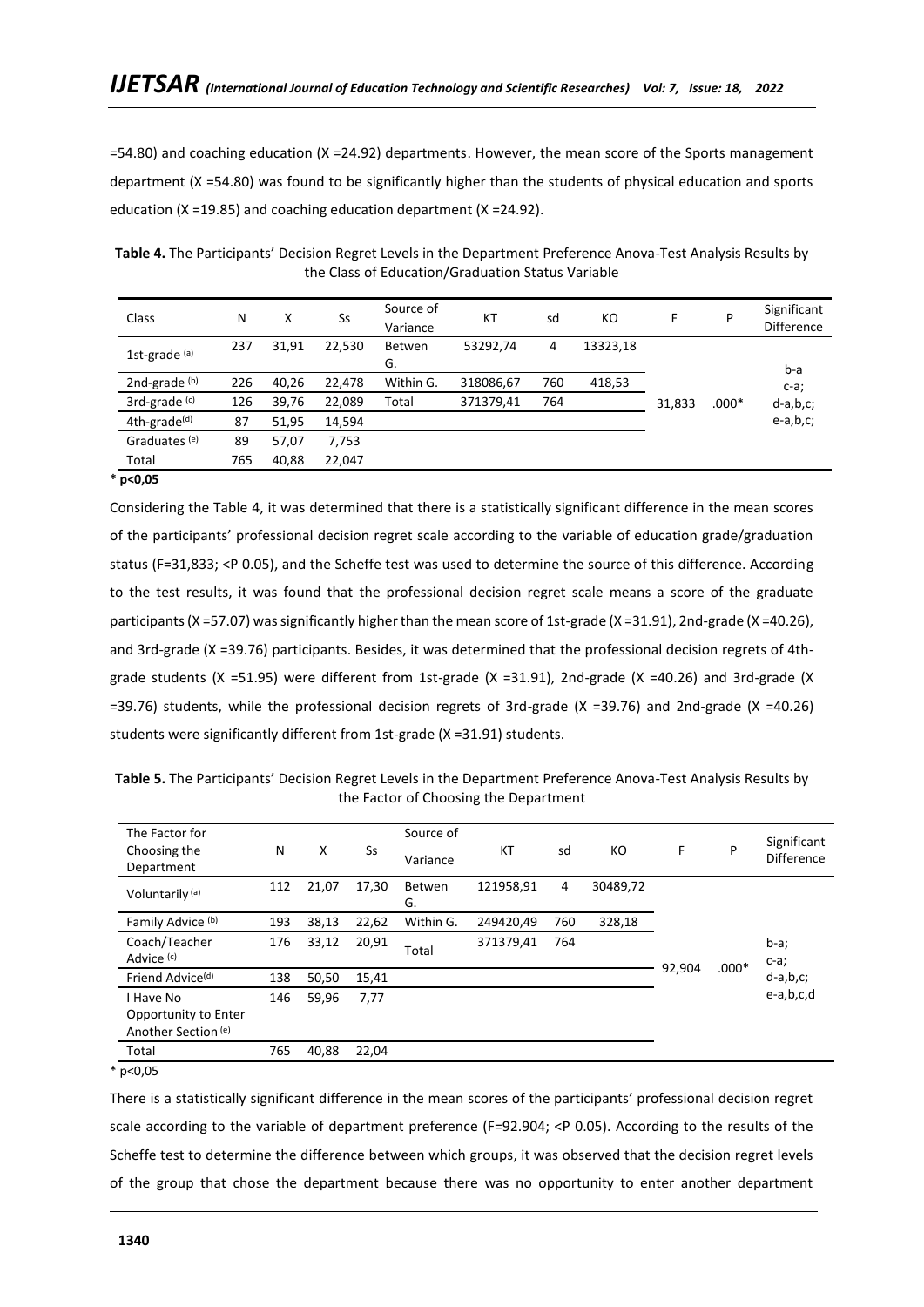=54.80) and coaching education (X =24.92) departments. However, the mean score of the Sports management department (X =54.80) was found to be significantly higher than the students of physical education and sports education (X =19.85) and coaching education department (X =24.92).

**Table 4.** The Participants' Decision Regret Levels in the Department Preference Anova-Test Analysis Results by the Class of Education/Graduation Status Variable

| Class | N | X | Ss | Source of Variance | KT | sd | KO | F | P | Significant Difference |
|---|---|---|---|---|---|---|---|---|---|---|
| 1st-grade (a) | 237 | 31,91 | 22,530 | Betwen G. | 53292,74 | 4 | 13323,18 | 31,833 | .000* | b-a c-a; d-a,b,c; e-a,b,c; |
| 2nd-grade (b) | 226 | 40,26 | 22,478 | Within G. | 318086,67 | 760 | 418,53 | | | |
| 3rd-grade (c) | 126 | 39,76 | 22,089 | Total | 371379,41 | 764 | | | | |
| 4th-grade(d) | 87 | 51,95 | 14,594 | | | | | | | |
| Graduates (e) | 89 | 57,07 | 7,753 | | | | | | | |
| Total | 765 | 40,88 | 22,047 | | | | | | | |

**\* p<0,05**

Considering the Table 4, it was determined that there is a statistically significant difference in the mean scores of the participants' professional decision regret scale according to the variable of education grade/graduation status (F=31,833; <P 0.05), and the Scheffe test was used to determine the source of this difference. According to the test results, it was found that the professional decision regret scale means a score of the graduate participants (X =57.07) was significantly higher than the mean score of 1st-grade (X =31.91), 2nd-grade (X =40.26), and 3rd-grade (X =39.76) participants. Besides, it was determined that the professional decision regrets of 4th-grade students (X =51.95) were different from 1st-grade (X =31.91), 2nd-grade (X =40.26) and 3rd-grade (X =39.76) students, while the professional decision regrets of 3rd-grade (X =39.76) and 2nd-grade (X =40.26) students were significantly different from 1st-grade (X =31.91) students.

**Table 5.** The Participants' Decision Regret Levels in the Department Preference Anova-Test Analysis Results by the Factor of Choosing the Department

| The Factor for Choosing the Department | N | X | Ss | Source of Variance | KT | sd | KO | F | P | Significant Difference |
|---|---|---|---|---|---|---|---|---|---|---|
| Voluntarily (a) | 112 | 21,07 | 17,30 | Betwen G. | 121958,91 | 4 | 30489,72 | 92,904 | .000* | b-a; c-a; d-a,b,c; e-a,b,c,d |
| Family Advice (b) | 193 | 38,13 | 22,62 | Within G. | 249420,49 | 760 | 328,18 | | | |
| Coach/Teacher Advice (c) | 176 | 33,12 | 20,91 | Total | 371379,41 | 764 | | | | |
| Friend Advice(d) | 138 | 50,50 | 15,41 | | | | | | | |
| I Have No Opportunity to Enter Another Section (e) | 146 | 59,96 | 7,77 | | | | | | | |
| Total | 765 | 40,88 | 22,04 | | | | | | | |

\* p<0,05

There is a statistically significant difference in the mean scores of the participants' professional decision regret scale according to the variable of department preference (F=92.904; <P 0.05). According to the results of the Scheffe test to determine the difference between which groups, it was observed that the decision regret levels of the group that chose the department because there was no opportunity to enter another department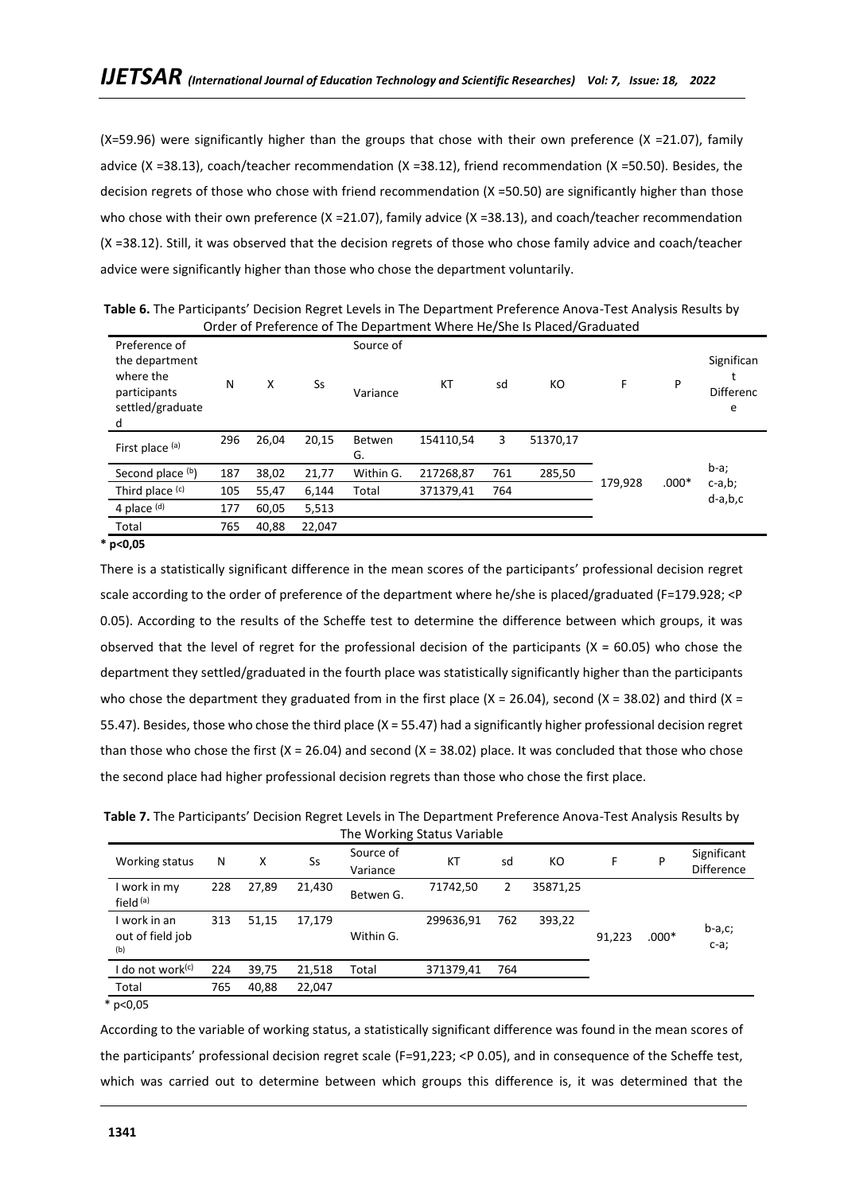(X=59.96) were significantly higher than the groups that chose with their own preference (X =21.07), family advice (X =38.13), coach/teacher recommendation (X =38.12), friend recommendation (X =50.50). Besides, the decision regrets of those who chose with friend recommendation (X =50.50) are significantly higher than those who chose with their own preference (X =21.07), family advice (X =38.13), and coach/teacher recommendation (X =38.12). Still, it was observed that the decision regrets of those who chose family advice and coach/teacher advice were significantly higher than those who chose the department voluntarily.

**Table 6.** The Participants' Decision Regret Levels in The Department Preference Anova-Test Analysis Results by Order of Preference of The Department Where He/She Is Placed/Graduated

| Preference of the department where the participants settled/graduated | N | X | Ss | Source of Variance | KT | sd | KO | F | P | Significant Difference |
|---|---|---|---|---|---|---|---|---|---|---|
| First place (a) | 296 | 26,04 | 20,15 | Betwen G. | 154110,54 | 3 | 51370,17 | 179,928 | .000* | b-a; c-a,b; d-a,b,c |
| Second place (b) | 187 | 38,02 | 21,77 | Within G. | 217268,87 | 761 | 285,50 | | | |
| Third place (c) | 105 | 55,47 | 6,144 | Total | 371379,41 | 764 | | | | |
| 4 place (d) | 177 | 60,05 | 5,513 | | | | | | | |
| Total | 765 | 40,88 | 22,047 | | | | | | | |

**\* p<0,05**

There is a statistically significant difference in the mean scores of the participants' professional decision regret scale according to the order of preference of the department where he/she is placed/graduated (F=179.928; <P 0.05). According to the results of the Scheffe test to determine the difference between which groups, it was observed that the level of regret for the professional decision of the participants (X = 60.05) who chose the department they settled/graduated in the fourth place was statistically significantly higher than the participants who chose the department they graduated from in the first place (X = 26.04), second (X = 38.02) and third (X = 55.47). Besides, those who chose the third place (X = 55.47) had a significantly higher professional decision regret than those who chose the first (X = 26.04) and second (X = 38.02) place. It was concluded that those who chose the second place had higher professional decision regrets than those who chose the first place.

**Table 7.** The Participants' Decision Regret Levels in The Department Preference Anova-Test Analysis Results by The Working Status Variable

| Working status | N | X | Ss | Source of Variance | KT | sd | KO | F | P | Significant Difference |
|---|---|---|---|---|---|---|---|---|---|---|
| I work in my field (a) | 228 | 27,89 | 21,430 | Betwen G. | 71742,50 | 2 | 35871,25 | 91,223 | .000* | b-a,c; c-a; |
| I work in an out of field job (b) | 313 | 51,15 | 17,179 | Within G. | 299636,91 | 762 | 393,22 | | | |
| I do not work(c) | 224 | 39,75 | 21,518 | Total | 371379,41 | 764 | | | | |
| Total | 765 | 40,88 | 22,047 | | | | | | | |

\* p<0,05

According to the variable of working status, a statistically significant difference was found in the mean scores of the participants' professional decision regret scale (F=91,223; <P 0.05), and in consequence of the Scheffe test, which was carried out to determine between which groups this difference is, it was determined that the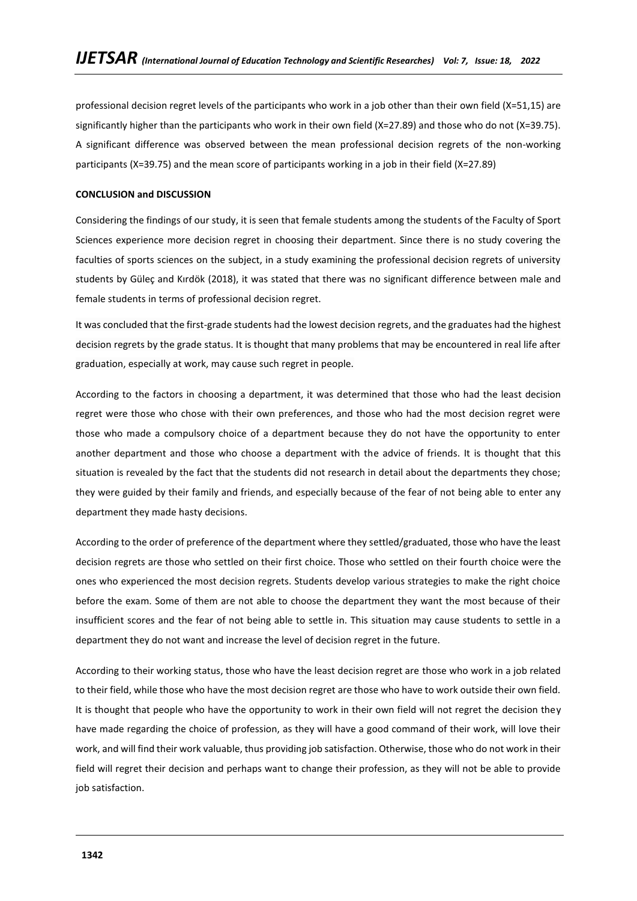professional decision regret levels of the participants who work in a job other than their own field (X=51,15) are significantly higher than the participants who work in their own field (X=27.89) and those who do not (X=39.75). A significant difference was observed between the mean professional decision regrets of the non-working participants (X=39.75) and the mean score of participants working in a job in their field (X=27.89)

**CONCLUSION and DISCUSSION**

Considering the findings of our study, it is seen that female students among the students of the Faculty of Sport Sciences experience more decision regret in choosing their department. Since there is no study covering the faculties of sports sciences on the subject, in a study examining the professional decision regrets of university students by Güleç and Kırdök (2018), it was stated that there was no significant difference between male and female students in terms of professional decision regret.

It was concluded that the first-grade students had the lowest decision regrets, and the graduates had the highest decision regrets by the grade status. It is thought that many problems that may be encountered in real life after graduation, especially at work, may cause such regret in people.

According to the factors in choosing a department, it was determined that those who had the least decision regret were those who chose with their own preferences, and those who had the most decision regret were those who made a compulsory choice of a department because they do not have the opportunity to enter another department and those who choose a department with the advice of friends. It is thought that this situation is revealed by the fact that the students did not research in detail about the departments they chose; they were guided by their family and friends, and especially because of the fear of not being able to enter any department they made hasty decisions.

According to the order of preference of the department where they settled/graduated, those who have the least decision regrets are those who settled on their first choice. Those who settled on their fourth choice were the ones who experienced the most decision regrets. Students develop various strategies to make the right choice before the exam. Some of them are not able to choose the department they want the most because of their insufficient scores and the fear of not being able to settle in. This situation may cause students to settle in a department they do not want and increase the level of decision regret in the future.

According to their working status, those who have the least decision regret are those who work in a job related to their field, while those who have the most decision regret are those who have to work outside their own field. It is thought that people who have the opportunity to work in their own field will not regret the decision they have made regarding the choice of profession, as they will have a good command of their work, will love their work, and will find their work valuable, thus providing job satisfaction. Otherwise, those who do not work in their field will regret their decision and perhaps want to change their profession, as they will not be able to provide job satisfaction.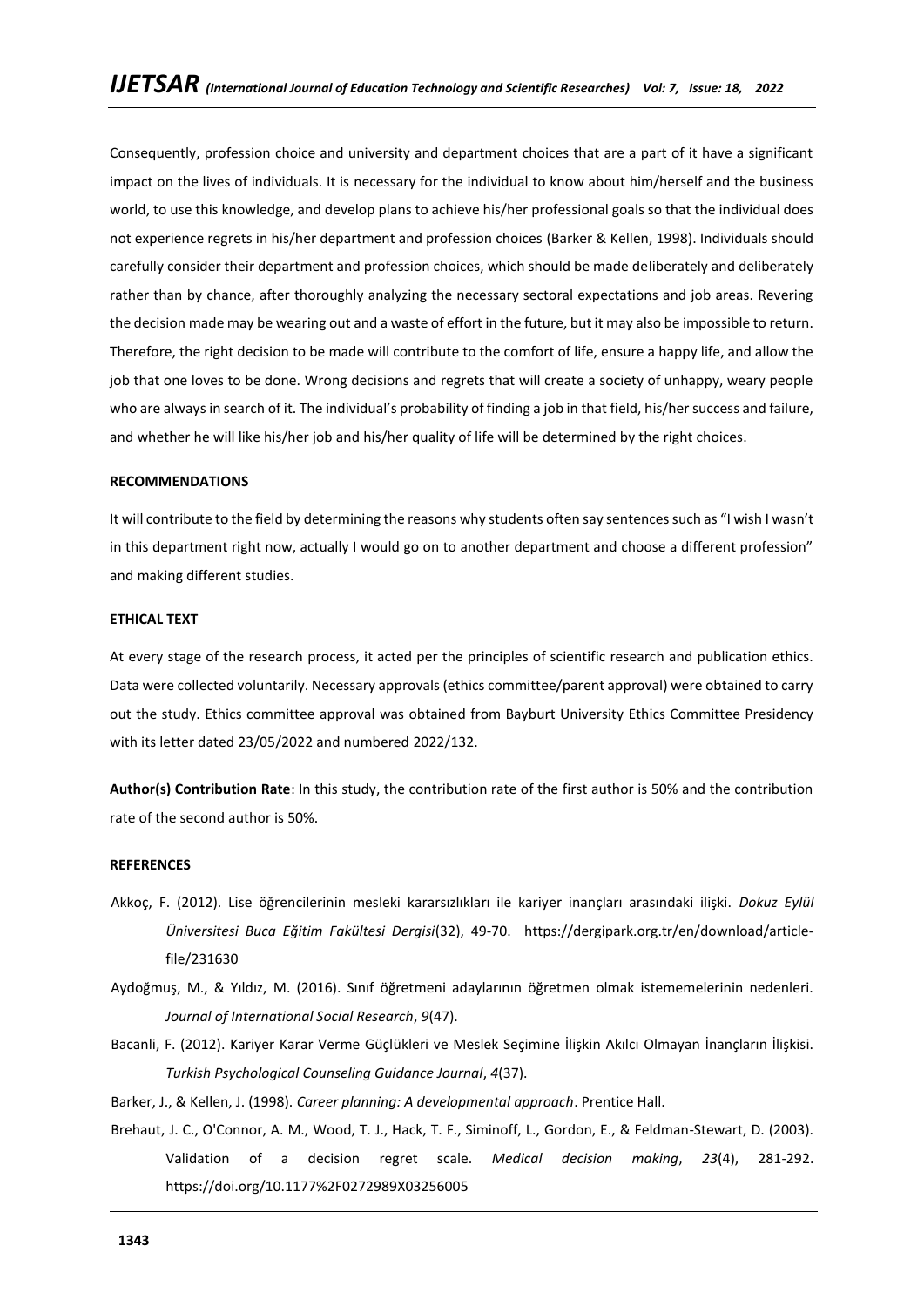Consequently, profession choice and university and department choices that are a part of it have a significant impact on the lives of individuals. It is necessary for the individual to know about him/herself and the business world, to use this knowledge, and develop plans to achieve his/her professional goals so that the individual does not experience regrets in his/her department and profession choices (Barker & Kellen, 1998). Individuals should carefully consider their department and profession choices, which should be made deliberately and deliberately rather than by chance, after thoroughly analyzing the necessary sectoral expectations and job areas. Revering the decision made may be wearing out and a waste of effort in the future, but it may also be impossible to return. Therefore, the right decision to be made will contribute to the comfort of life, ensure a happy life, and allow the job that one loves to be done. Wrong decisions and regrets that will create a society of unhappy, weary people who are always in search of it. The individual's probability of finding a job in that field, his/her success and failure, and whether he will like his/her job and his/her quality of life will be determined by the right choices.

## RECOMMENDATIONS

It will contribute to the field by determining the reasons why students often say sentences such as "I wish I wasn't in this department right now, actually I would go on to another department and choose a different profession" and making different studies.

## ETHICAL TEXT

At every stage of the research process, it acted per the principles of scientific research and publication ethics. Data were collected voluntarily. Necessary approvals (ethics committee/parent approval) were obtained to carry out the study. Ethics committee approval was obtained from Bayburt University Ethics Committee Presidency with its letter dated 23/05/2022 and numbered 2022/132.

**Author(s) Contribution Rate**: In this study, the contribution rate of the first author is 50% and the contribution rate of the second author is 50%.

## REFERENCES

Akkoç, F. (2012). Lise öğrencilerinin mesleki kararsızlıkları ile kariyer inançları arasındaki ilişki. *Dokuz Eylül Üniversitesi Buca Eğitim Fakültesi Dergisi*(32), 49-70. https://dergipark.org.tr/en/download/article-file/231630

Aydoğmuş, M., & Yıldız, M. (2016). Sınıf öğretmeni adaylarının öğretmen olmak istememelerinin nedenleri. *Journal of International Social Research*, *9*(47).

Bacanli, F. (2012). Kariyer Karar Verme Güçlükleri ve Meslek Seçimine İlişkin Akılcı Olmayan İnançların İlişkisi. *Turkish Psychological Counseling Guidance Journal*, *4*(37).

Barker, J., & Kellen, J. (1998). *Career planning: A developmental approach*. Prentice Hall.

Brehaut, J. C., O'Connor, A. M., Wood, T. J., Hack, T. F., Siminoff, L., Gordon, E., & Feldman-Stewart, D. (2003). Validation of a decision regret scale. *Medical decision making*, *23*(4), 281-292. https://doi.org/10.1177%2F0272989X03256005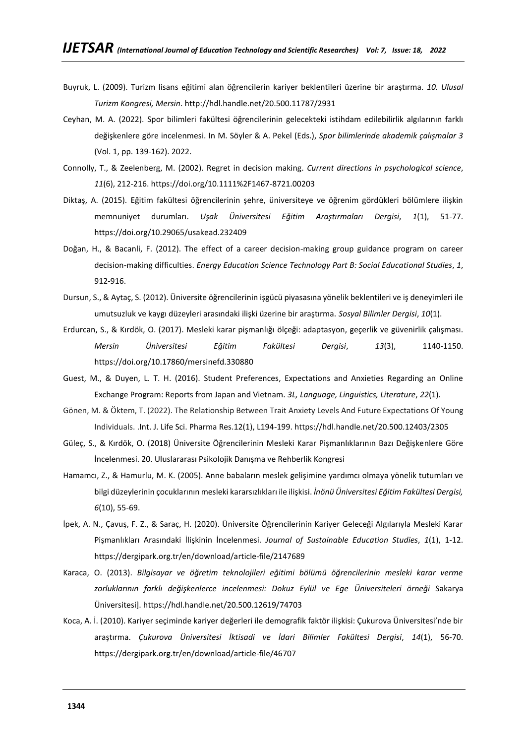Buyruk, L. (2009). Turizm lisans eğitimi alan öğrencilerin kariyer beklentileri üzerine bir araştırma. *10. Ulusal Turizm Kongresi, Mersin*. http://hdl.handle.net/20.500.11787/2931

Ceyhan, M. A. (2022). Spor bilimleri fakültesi öğrencilerinin gelecekteki istihdam edilebilirlik algılarının farklı değişkenlere göre incelenmesi. In M. Söyler & A. Pekel (Eds.), *Spor bilimlerinde akademik çalışmalar 3* (Vol. 1, pp. 139-162). 2022.

Connolly, T., & Zeelenberg, M. (2002). Regret in decision making. *Current directions in psychological science*, *11*(6), 212-216. https://doi.org/10.1111%2F1467-8721.00203

Diktaş, A. (2015). Eğitim fakültesi öğrencilerinin şehre, üniversiteye ve öğrenim gördükleri bölümlere ilişkin memnuniyet durumları. *Uşak Üniversitesi Eğitim Araştırmaları Dergisi*, *1*(1), 51-77. https://doi.org/10.29065/usakead.232409

Doğan, H., & Bacanli, F. (2012). The effect of a career decision-making group guidance program on career decision-making difficulties. *Energy Education Science Technology Part B: Social Educational Studies*, *1*, 912-916.

Dursun, S., & Aytaç, S. (2012). Üniversite öğrencilerinin işgücü piyasasına yönelik beklentileri ve iş deneyimleri ile umutsuzluk ve kaygı düzeyleri arasındaki ilişki üzerine bir araştırma. *Sosyal Bilimler Dergisi*, *10*(1).

Erdurcan, S., & Kırdök, O. (2017). Mesleki karar pişmanlığı ölçeği: adaptasyon, geçerlik ve güvenirlik çalışması. *Mersin Üniversitesi Eğitim Fakültesi Dergisi*, *13*(3), 1140-1150. https://doi.org/10.17860/mersinefd.330880

Guest, M., & Duyen, L. T. H. (2016). Student Preferences, Expectations and Anxieties Regarding an Online Exchange Program: Reports from Japan and Vietnam. *3L, Language, Linguistics, Literature*, *22*(1).

Gönen, M. & Öktem, T. (2022). The Relationship Between Trait Anxiety Levels And Future Expectations Of Young Individuals. .Int. J. Life Sci. Pharma Res.12(1), L194-199. https://hdl.handle.net/20.500.12403/2305

Güleç, S., & Kırdök, O. (2018) Üniversite Öğrencilerinin Mesleki Karar Pişmanlıklarının Bazı Değişkenlere Göre İncelenmesi. 20. Uluslararası Psikolojik Danışma ve Rehberlik Kongresi

Hamamcı, Z., & Hamurlu, M. K. (2005). Anne babaların meslek gelişimine yardımcı olmaya yönelik tutumları ve bilgi düzeylerinin çocuklarının mesleki kararsızlıkları ile ilişkisi. *İnönü Üniversitesi Eğitim Fakültesi Dergisi, 6*(10), 55-69.

İpek, A. N., Çavuş, F. Z., & Saraç, H. (2020). Üniversite Öğrencilerinin Kariyer Geleceği Algılarıyla Mesleki Karar Pişmanlıkları Arasındaki İlişkinin İncelenmesi. *Journal of Sustainable Education Studies*, *1*(1), 1-12. https://dergipark.org.tr/en/download/article-file/2147689

Karaca, O. (2013). *Bilgisayar ve öğretim teknolojileri eğitimi bölümü öğrencilerinin mesleki karar verme zorluklarının farklı değişkenlerce incelenmesi: Dokuz Eylül ve Ege Üniversiteleri örneği* Sakarya Üniversitesi]. https://hdl.handle.net/20.500.12619/74703

Koca, A. İ. (2010). Kariyer seçiminde kariyer değerleri ile demografik faktör ilişkisi: Çukurova Üniversitesi'nde bir araştırma. *Çukurova Üniversitesi İktisadi ve İdari Bilimler Fakültesi Dergisi*, *14*(1), 56-70. https://dergipark.org.tr/en/download/article-file/46707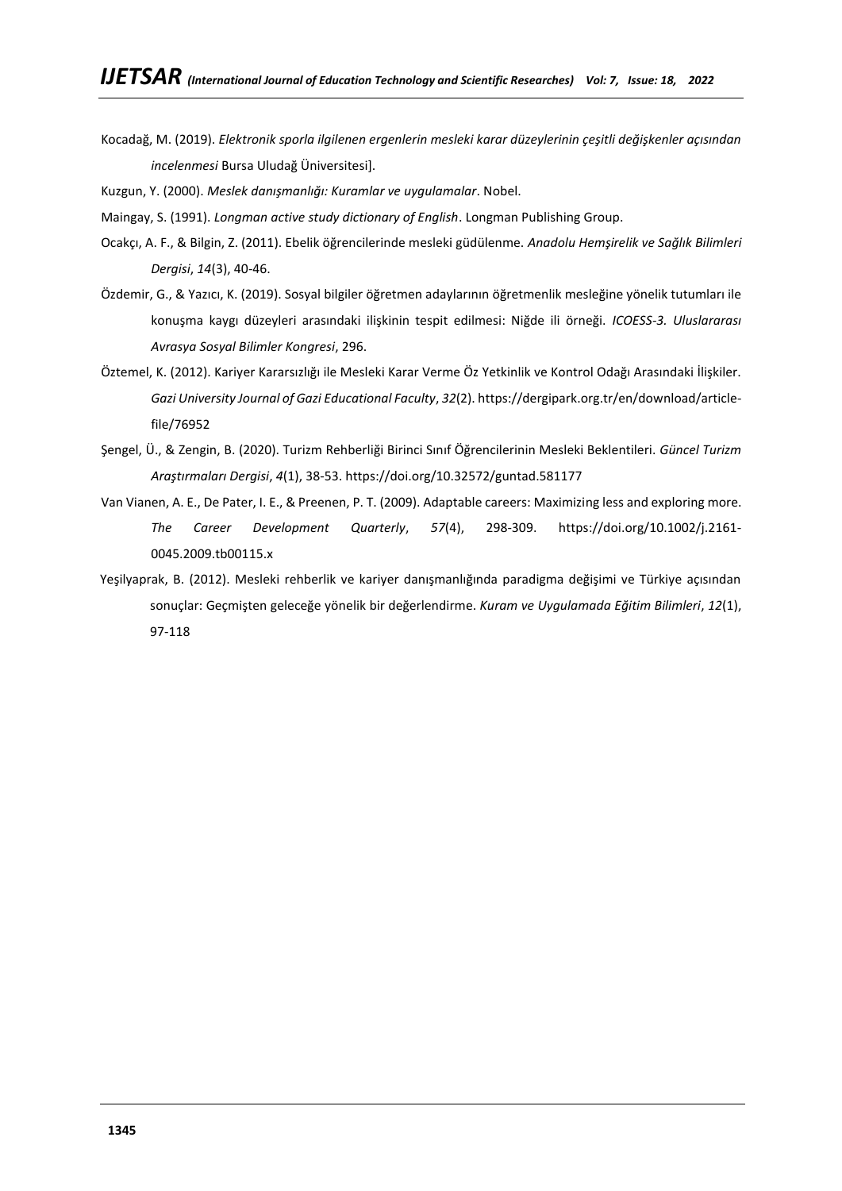Kocadağ, M. (2019). *Elektronik sporla ilgilenen ergenlerin mesleki karar düzeylerinin çeşitli değişkenler açısından incelenmesi* Bursa Uludağ Üniversitesi].

Kuzgun, Y. (2000). *Meslek danışmanlığı: Kuramlar ve uygulamalar*. Nobel.

Maingay, S. (1991). *Longman active study dictionary of English*. Longman Publishing Group.

Ocakçı, A. F., & Bilgin, Z. (2011). Ebelik öğrencilerinde mesleki güdülenme. *Anadolu Hemşirelik ve Sağlık Bilimleri Dergisi*, *14*(3), 40-46.

Özdemir, G., & Yazıcı, K. (2019). Sosyal bilgiler öğretmen adaylarının öğretmenlik mesleğine yönelik tutumları ile konuşma kaygı düzeyleri arasındaki ilişkinin tespit edilmesi: Niğde ili örneği. *ICOESS-3. Uluslararası Avrasya Sosyal Bilimler Kongresi*, 296.

Öztemel, K. (2012). Kariyer Kararsızlığı ile Mesleki Karar Verme Öz Yetkinlik ve Kontrol Odağı Arasındaki İlişkiler. *Gazi University Journal of Gazi Educational Faculty*, *32*(2). https://dergipark.org.tr/en/download/article-file/76952

Şengel, Ü., & Zengin, B. (2020). Turizm Rehberliği Birinci Sınıf Öğrencilerinin Mesleki Beklentileri. *Güncel Turizm Araştırmaları Dergisi*, *4*(1), 38-53. https://doi.org/10.32572/guntad.581177

Van Vianen, A. E., De Pater, I. E., & Preenen, P. T. (2009). Adaptable careers: Maximizing less and exploring more. *The Career Development Quarterly*, *57*(4), 298-309. https://doi.org/10.1002/j.2161-0045.2009.tb00115.x

Yeşilyaprak, B. (2012). Mesleki rehberlik ve kariyer danışmanlığında paradigma değişimi ve Türkiye açısından sonuçlar: Geçmişten geleceğe yönelik bir değerlendirme. *Kuram ve Uygulamada Eğitim Bilimleri*, *12*(1), 97-118